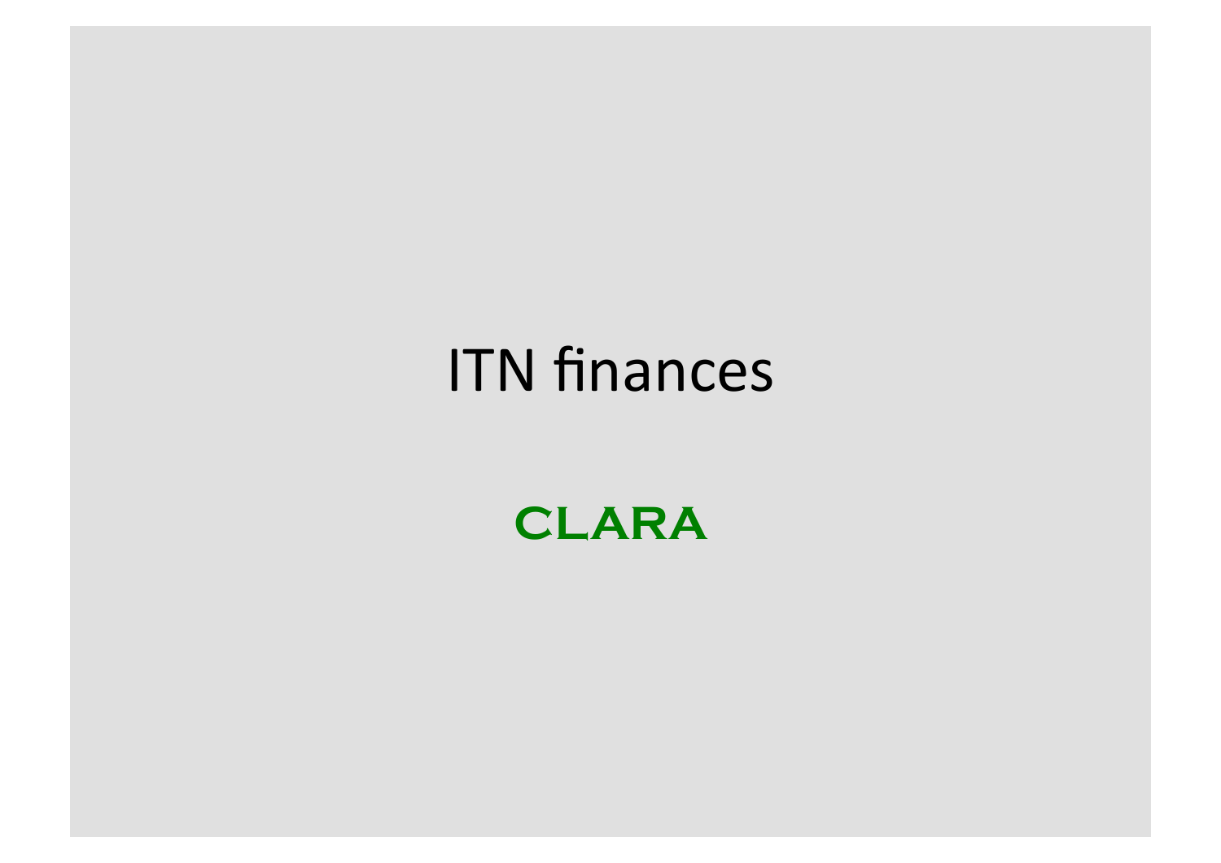# ITN finances

**CLARA**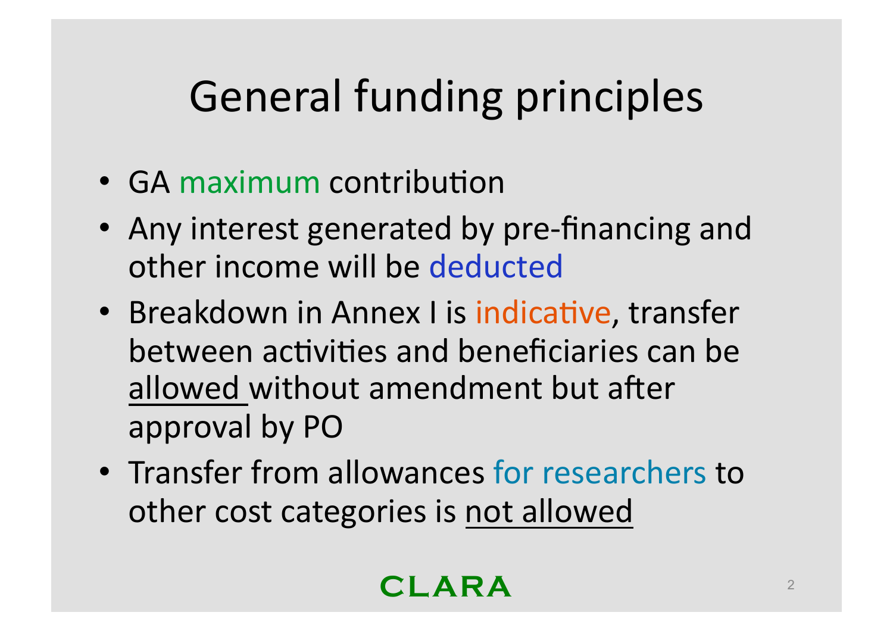# General funding principles

- GA maximum contribution
- Any interest generated by pre-financing and other income will be deducted
- Breakdown in Annex I is indicative, transfer between activities and beneficiaries can be allowed without amendment but after approval by PO
- Transfer from allowances for researchers to other cost categories is not allowed

CLARA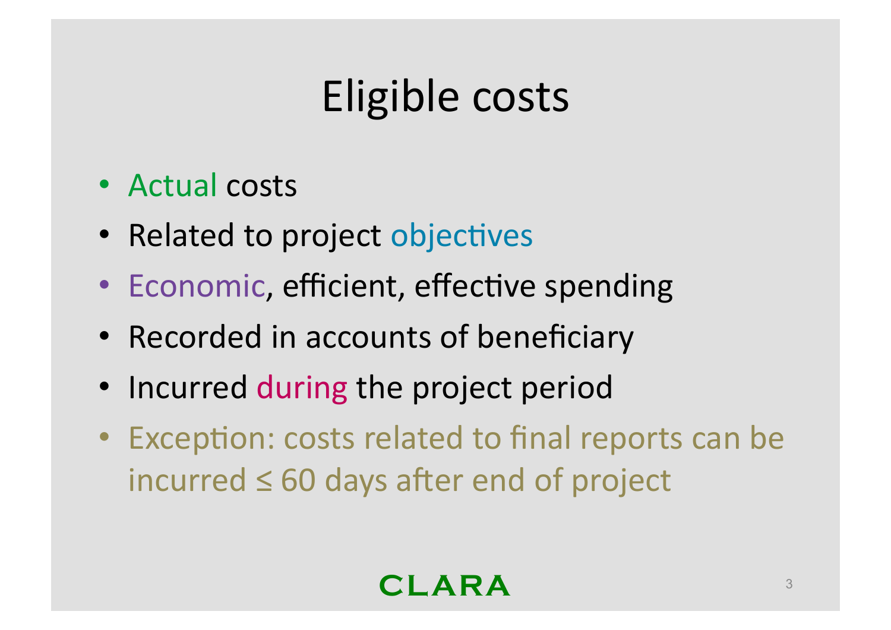# Eligible costs

- Actual costs
- Related to project objectives
- Economic, efficient, effective spending
- Recorded in accounts of beneficiary
- Incurred during the project period
- Exception: costs related to final reports can be incurred ≤ 60 days after end of project

CLARA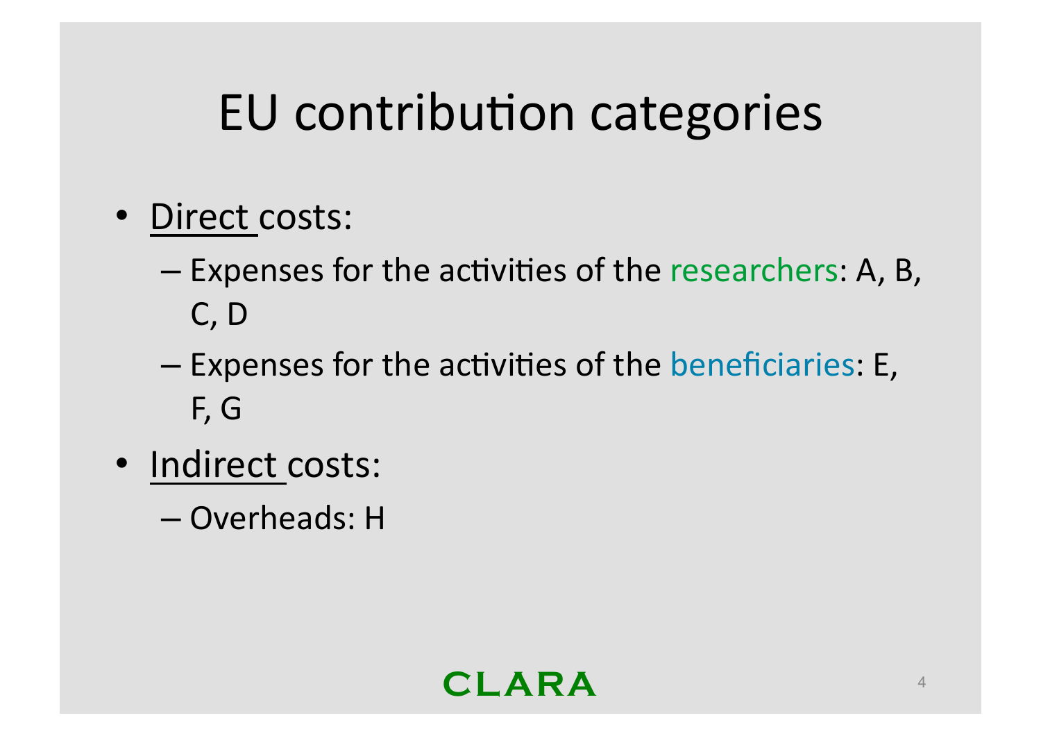# EU contribution categories

- Direct costs:
  - Expenses for the activities of the researchers: A, B, C, D
  - Expenses for the activities of the beneficiaries: E, F, G
- Indirect costs:
  - Overheads: H

CLARA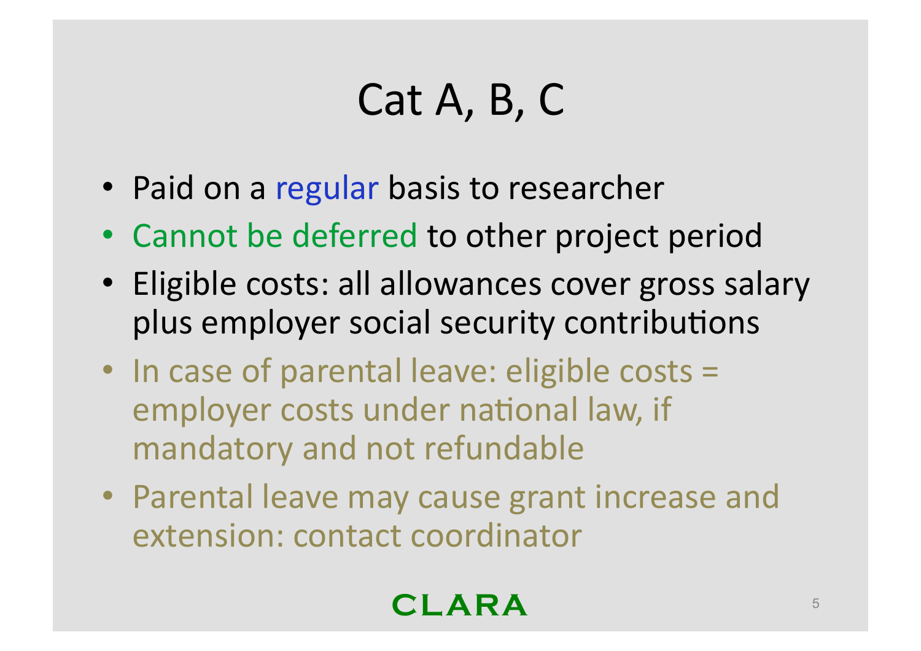# Cat A, B, C

- Paid on a regular basis to researcher
- Cannot be deferred to other project period
- Eligible costs: all allowances cover gross salary plus employer social security contributions
- In case of parental leave: eligible costs = employer costs under national law, if mandatory and not refundable
- Parental leave may cause grant increase and extension: contact coordinator

CLARA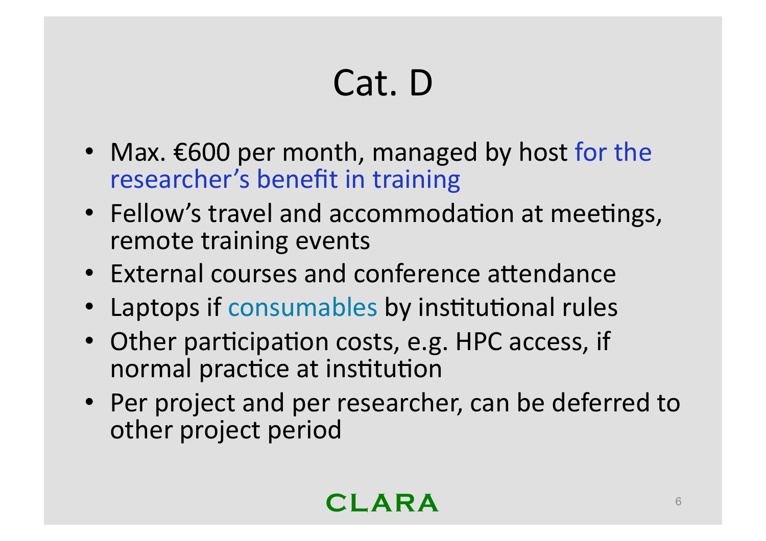# Cat. D

- Max. €600 per month, managed by host for the researcher's benefit in training
- Fellow's travel and accommodation at meetings, remote training events
- External courses and conference attendance
- Laptops if consumables by institutional rules
- Other participation costs, e.g. HPC access, if normal practice at institution
- Per project and per researcher, can be deferred to other project period

CLARA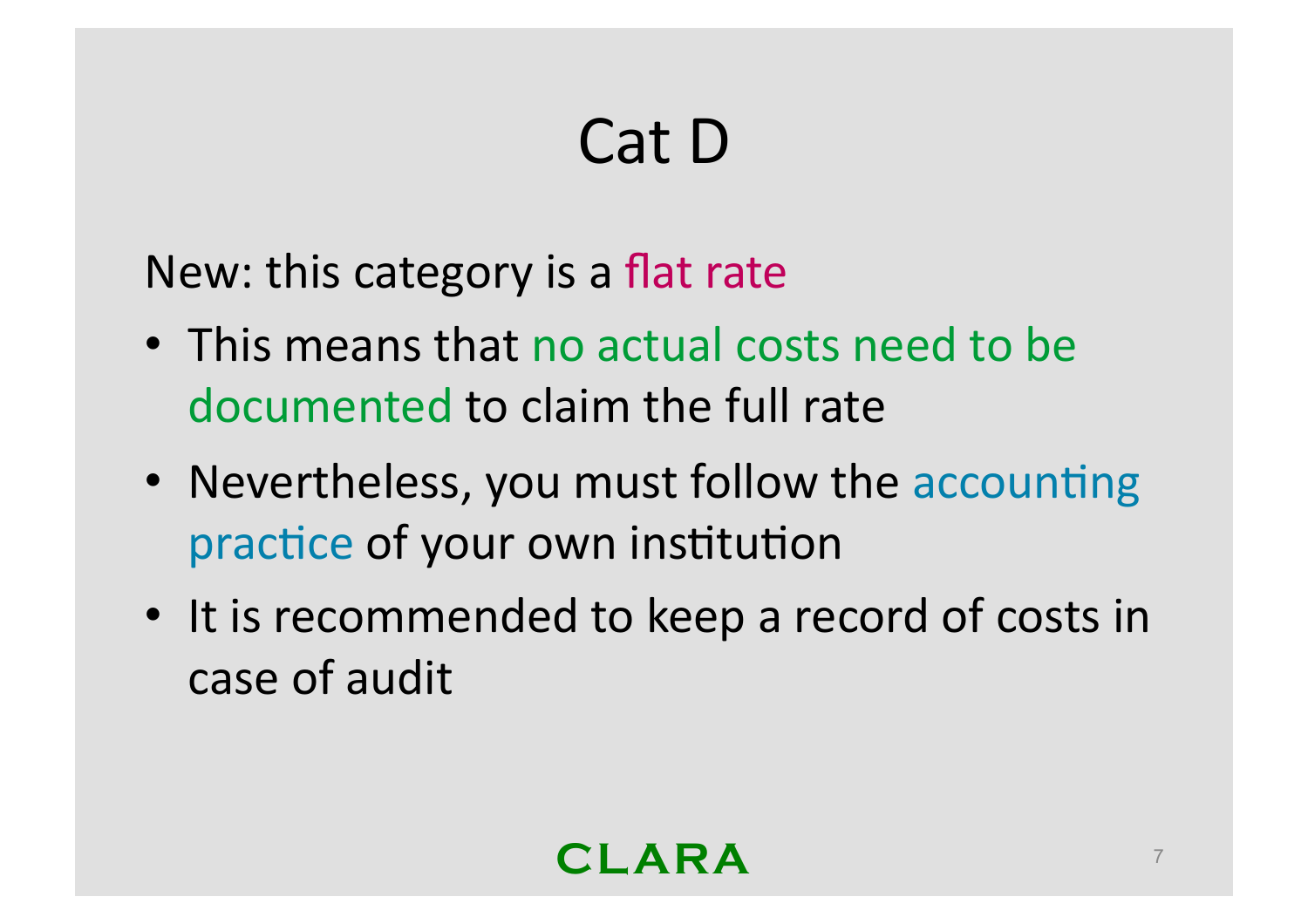# Cat D

New: this category is a flat rate

- This means that no actual costs need to be documented to claim the full rate
- Nevertheless, you must follow the accounting practice of your own institution
- It is recommended to keep a record of costs in case of audit

CLARA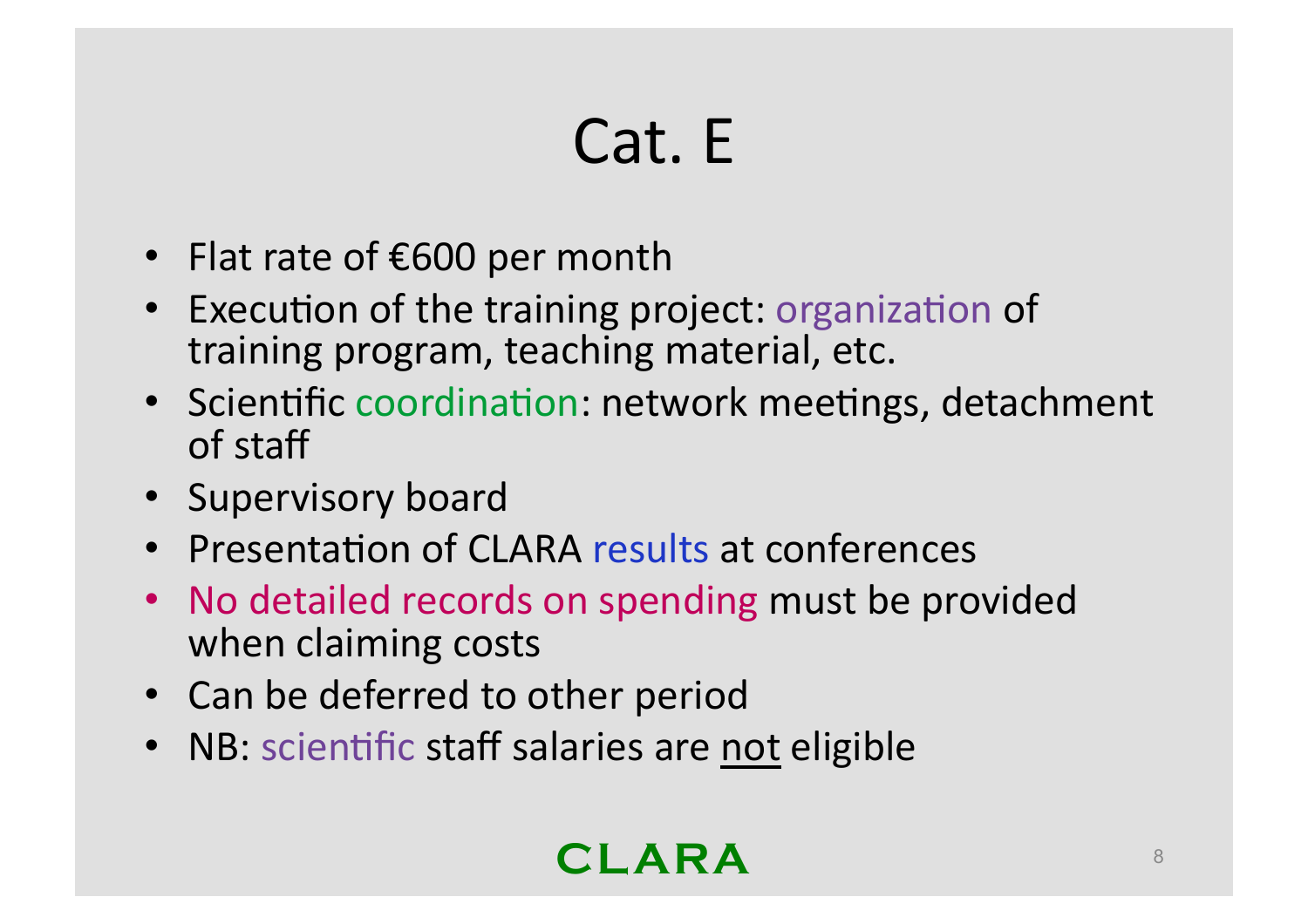# Cat. E

- Flat rate of €600 per month
- Execution of the training project: organization of training program, teaching material, etc.
- Scientific coordination: network meetings, detachment of staff
- Supervisory board
- Presentation of CLARA results at conferences
- No detailed records on spending must be provided when claiming costs
- Can be deferred to other period
- NB: scientific staff salaries are not eligible

CLARA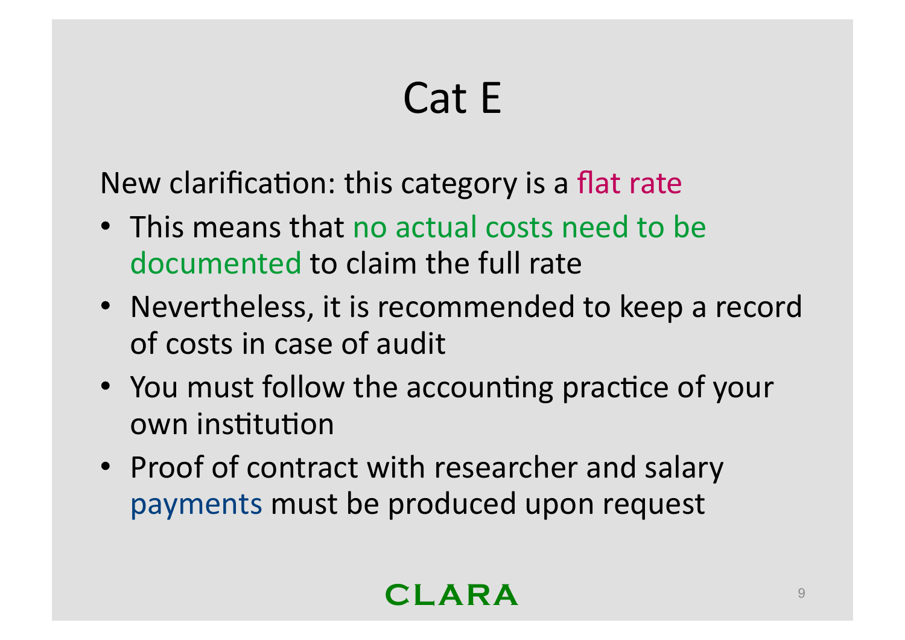# Cat E

New clarification: this category is a flat rate

- This means that no actual costs need to be documented to claim the full rate
- Nevertheless, it is recommended to keep a record of costs in case of audit
- You must follow the accounting practice of your own institution
- Proof of contract with researcher and salary payments must be produced upon request

CLARA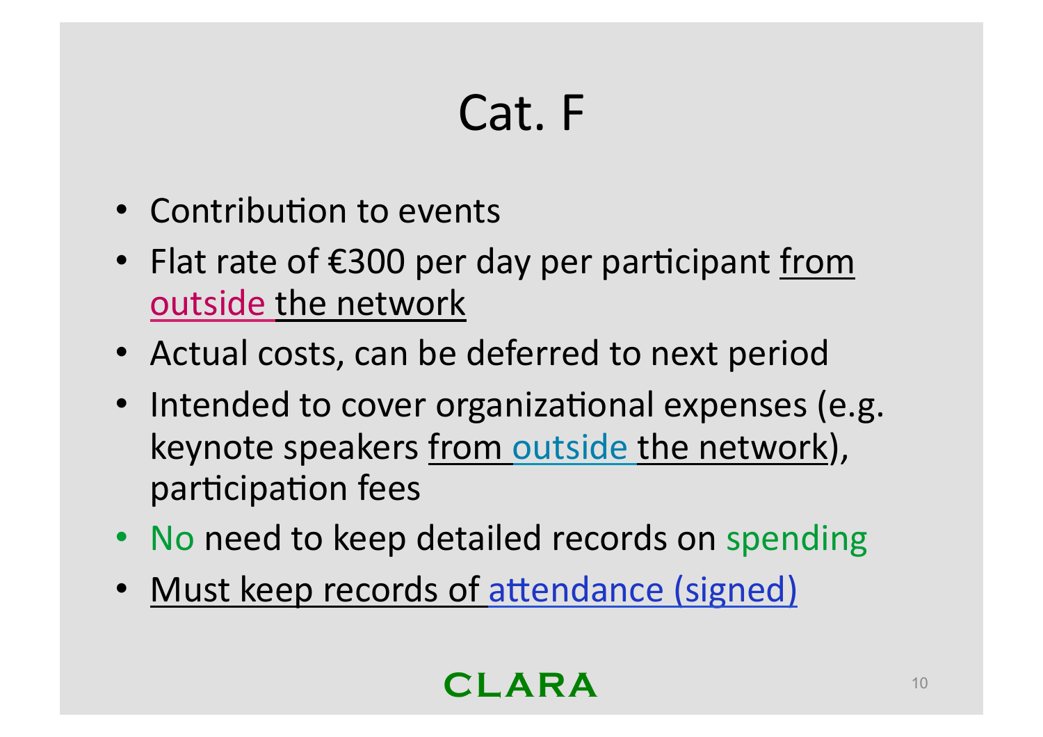# Cat. F

- Contribution to events
- Flat rate of €300 per day per participant <u>from outside the network</u>
- Actual costs, can be deferred to next period
- Intended to cover organizational expenses (e.g. keynote speakers <u>from outside the network</u>), participation fees
- No need to keep detailed records on spending
- <u>Must keep records of attendance (signed)</u>

CLARA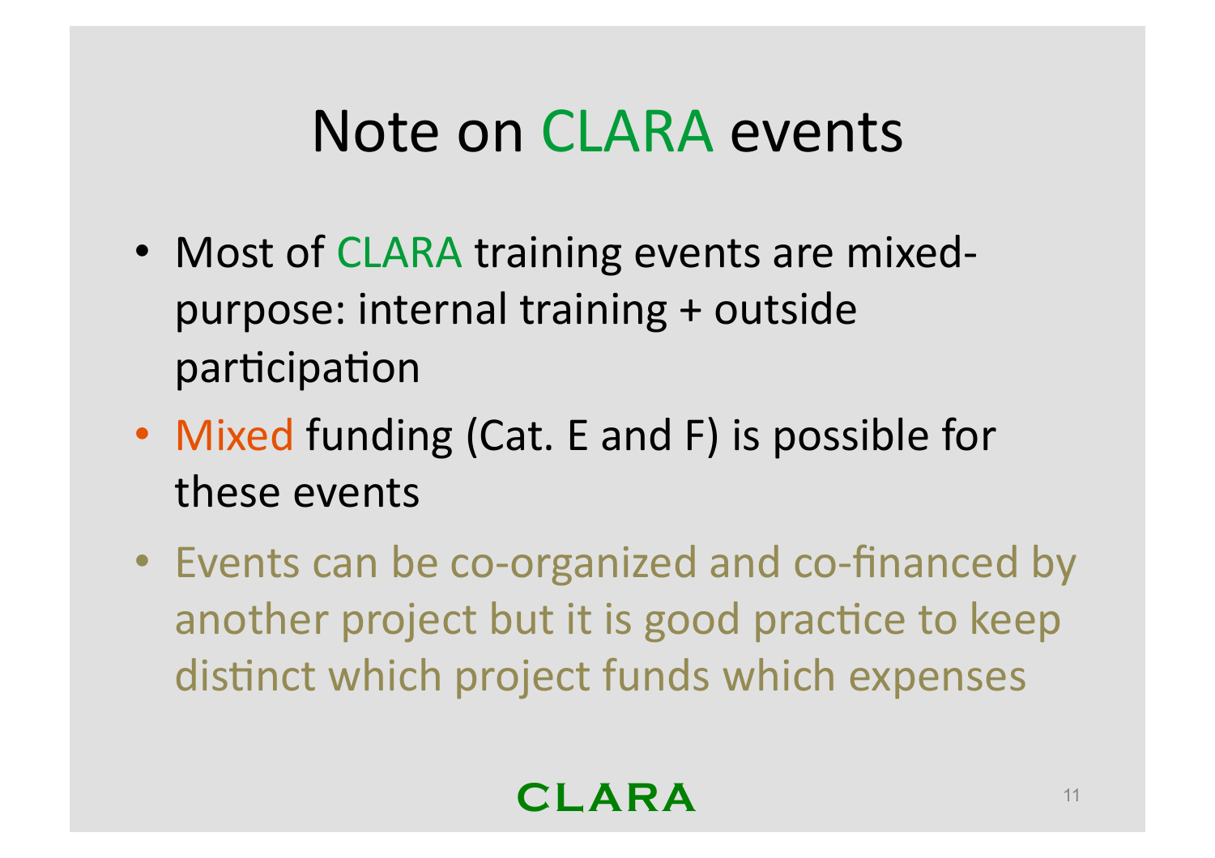# Note on CLARA events

- Most of CLARA training events are mixed-purpose: internal training + outside participation
- Mixed funding (Cat. E and F) is possible for these events
- Events can be co-organized and co-financed by another project but it is good practice to keep distinct which project funds which expenses

CLARA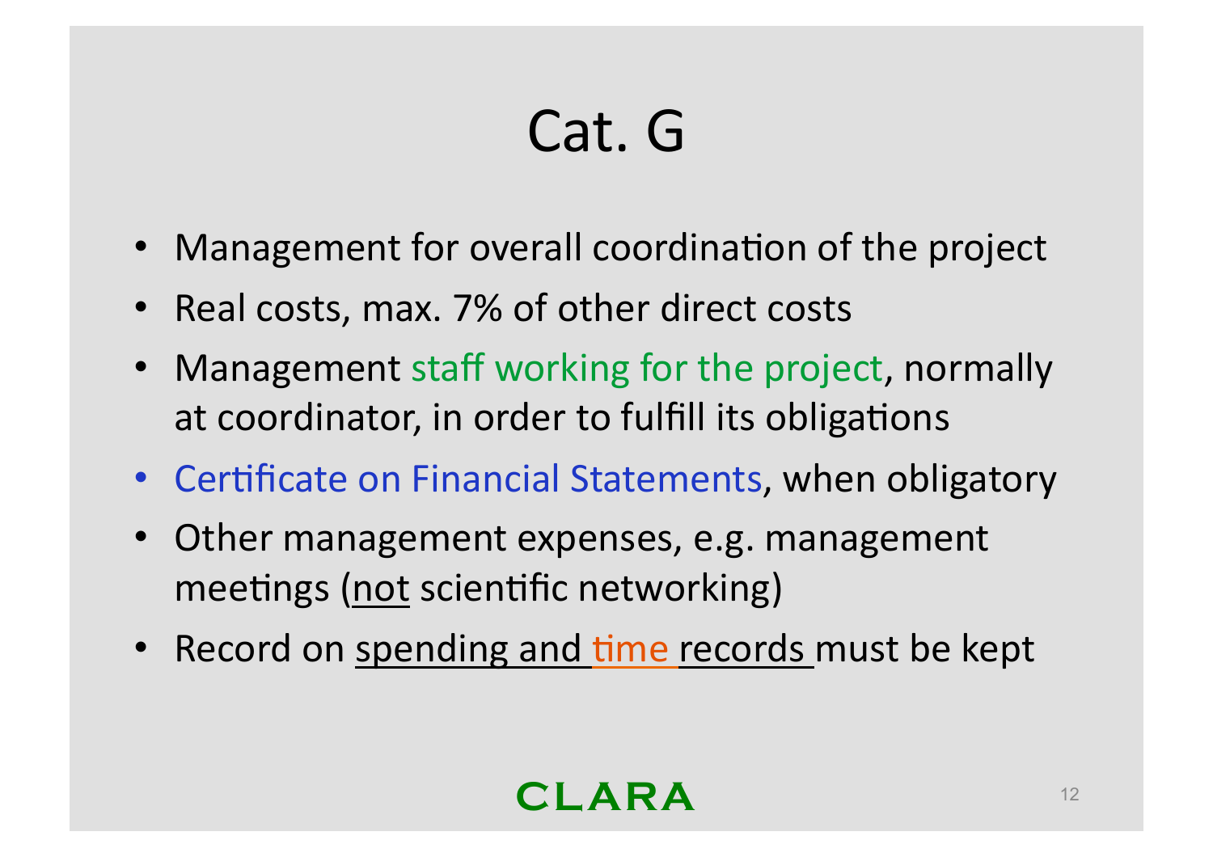# Cat. G

- Management for overall coordination of the project
- Real costs, max. 7% of other direct costs
- Management staff working for the project, normally at coordinator, in order to fulfill its obligations
- Certificate on Financial Statements, when obligatory
- Other management expenses, e.g. management meetings (<u>not</u> scientific networking)
- Record on <u>spending and time records</u> must be kept

CLARA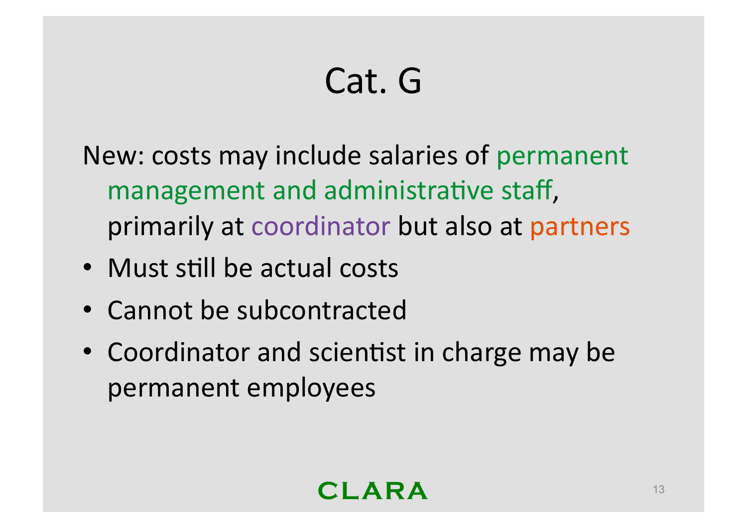# Cat. G

New: costs may include salaries of permanent management and administrative staff, primarily at coordinator but also at partners

- Must still be actual costs
- Cannot be subcontracted
- Coordinator and scientist in charge may be permanent employees

CLARA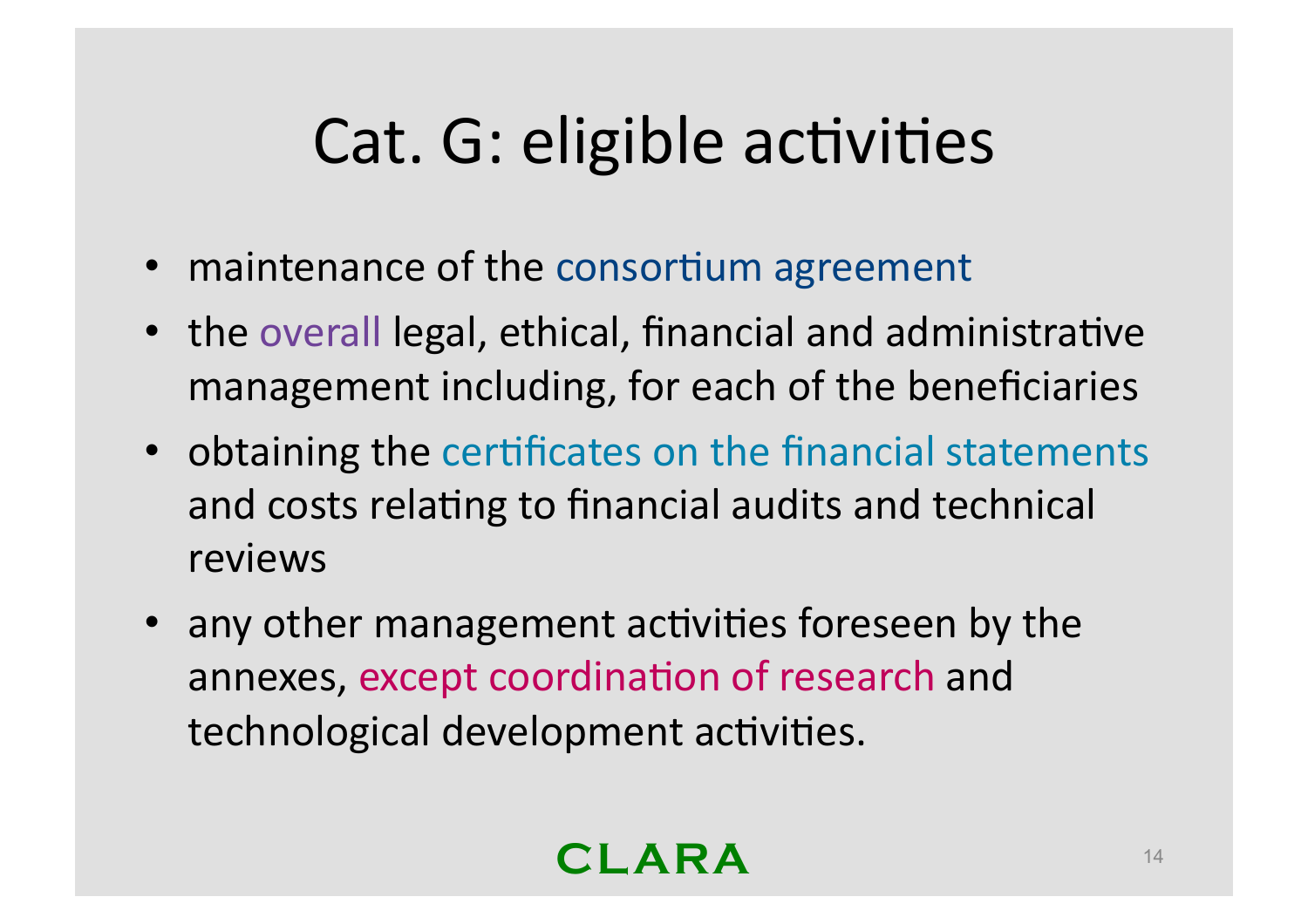# Cat. G: eligible activities

- maintenance of the consortium agreement
- the overall legal, ethical, financial and administrative management including, for each of the beneficiaries
- obtaining the certificates on the financial statements and costs relating to financial audits and technical reviews
- any other management activities foreseen by the annexes, except coordination of research and technological development activities.

CLARA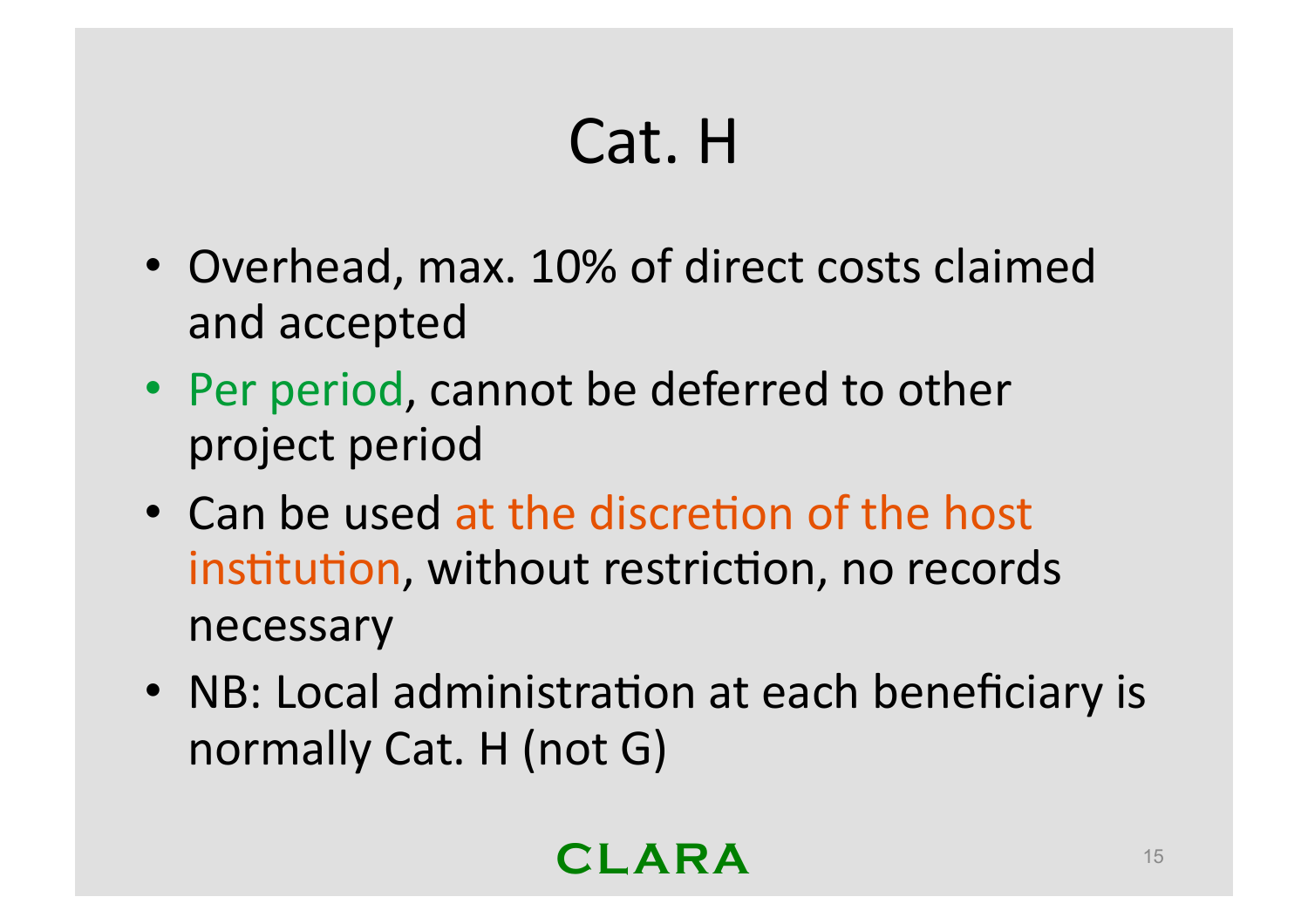# Cat. H

- Overhead, max. 10% of direct costs claimed and accepted
- Per period, cannot be deferred to other project period
- Can be used at the discretion of the host institution, without restriction, no records necessary
- NB: Local administration at each beneficiary is normally Cat. H (not G)

CLARA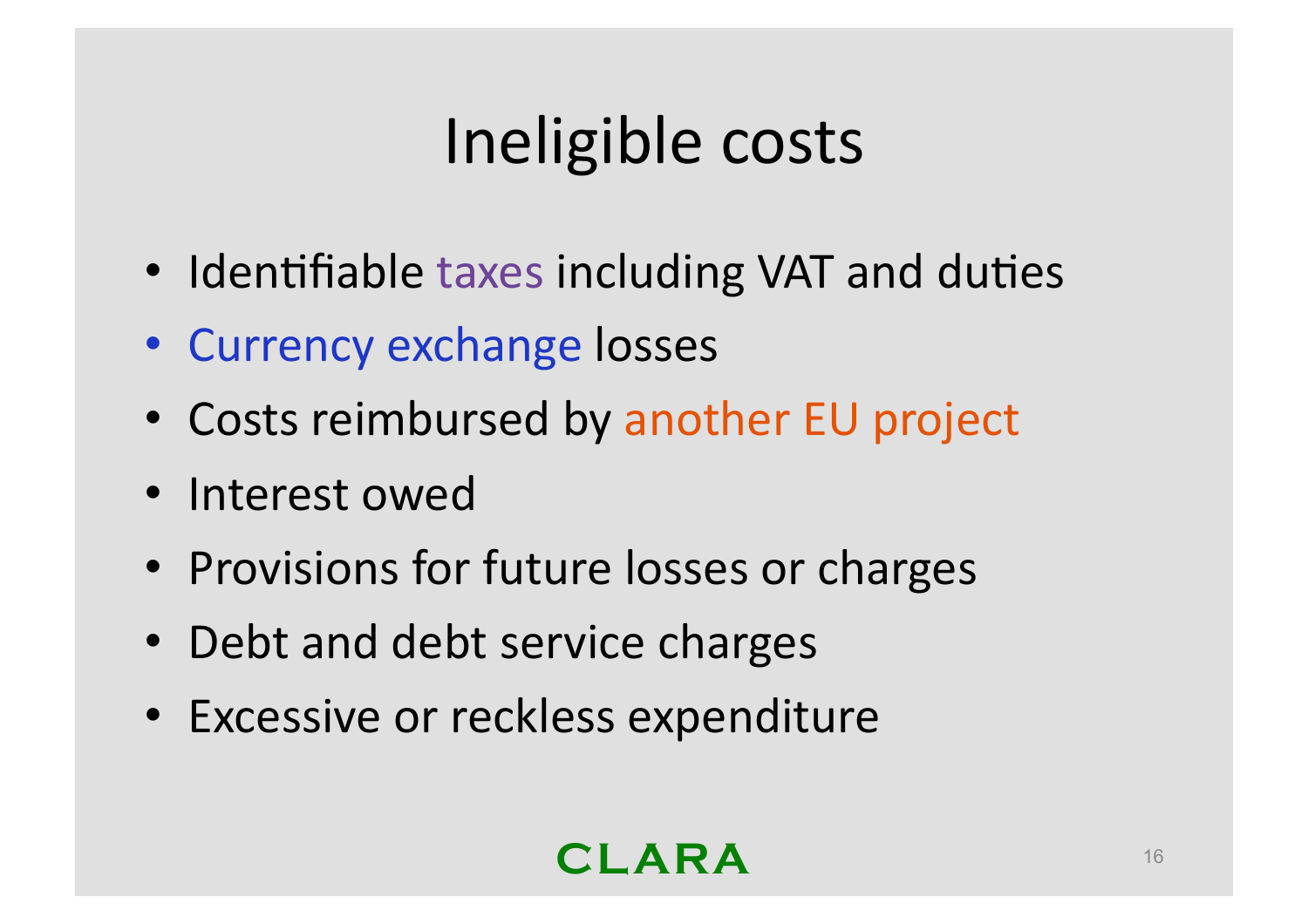# Ineligible costs

- Identifiable taxes including VAT and duties
- Currency exchange losses
- Costs reimbursed by another EU project
- Interest owed
- Provisions for future losses or charges
- Debt and debt service charges
- Excessive or reckless expenditure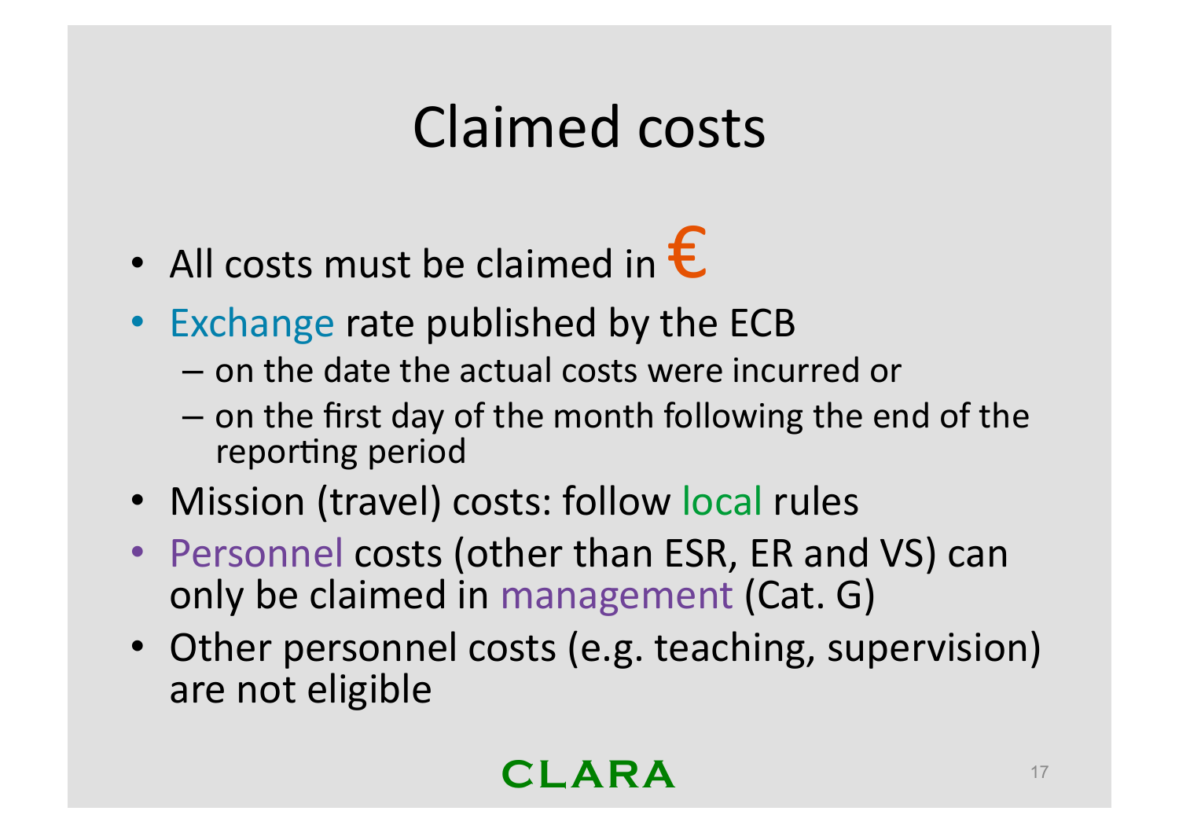# Claimed costs

- All costs must be claimed in €
- Exchange rate published by the ECB
  - on the date the actual costs were incurred or
  - on the first day of the month following the end of the reporting period
- Mission (travel) costs: follow local rules
- Personnel costs (other than ESR, ER and VS) can only be claimed in management (Cat. G)
- Other personnel costs (e.g. teaching, supervision) are not eligible

CLARA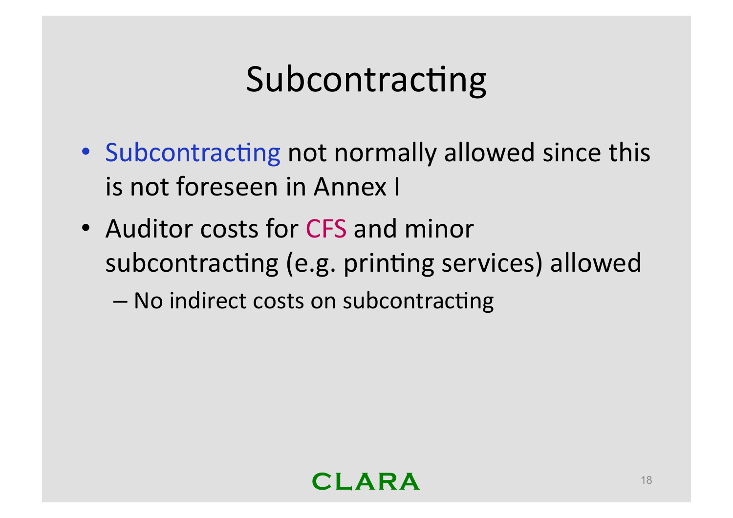# Subcontracting

- Subcontracting not normally allowed since this is not foreseen in Annex I
- Auditor costs for CFS and minor subcontracting (e.g. printing services) allowed
  - No indirect costs on subcontracting

CLARA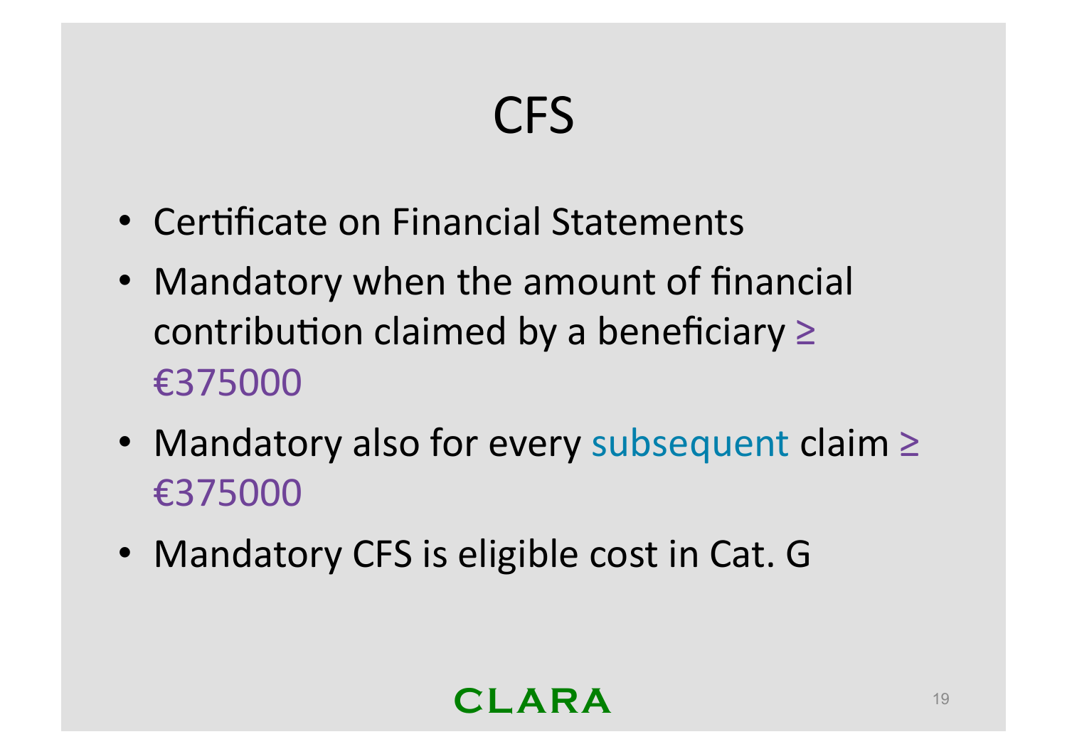# CFS

- Certificate on Financial Statements
- Mandatory when the amount of financial contribution claimed by a beneficiary ≥ €375000
- Mandatory also for every subsequent claim ≥ €375000
- Mandatory CFS is eligible cost in Cat. G

CLARA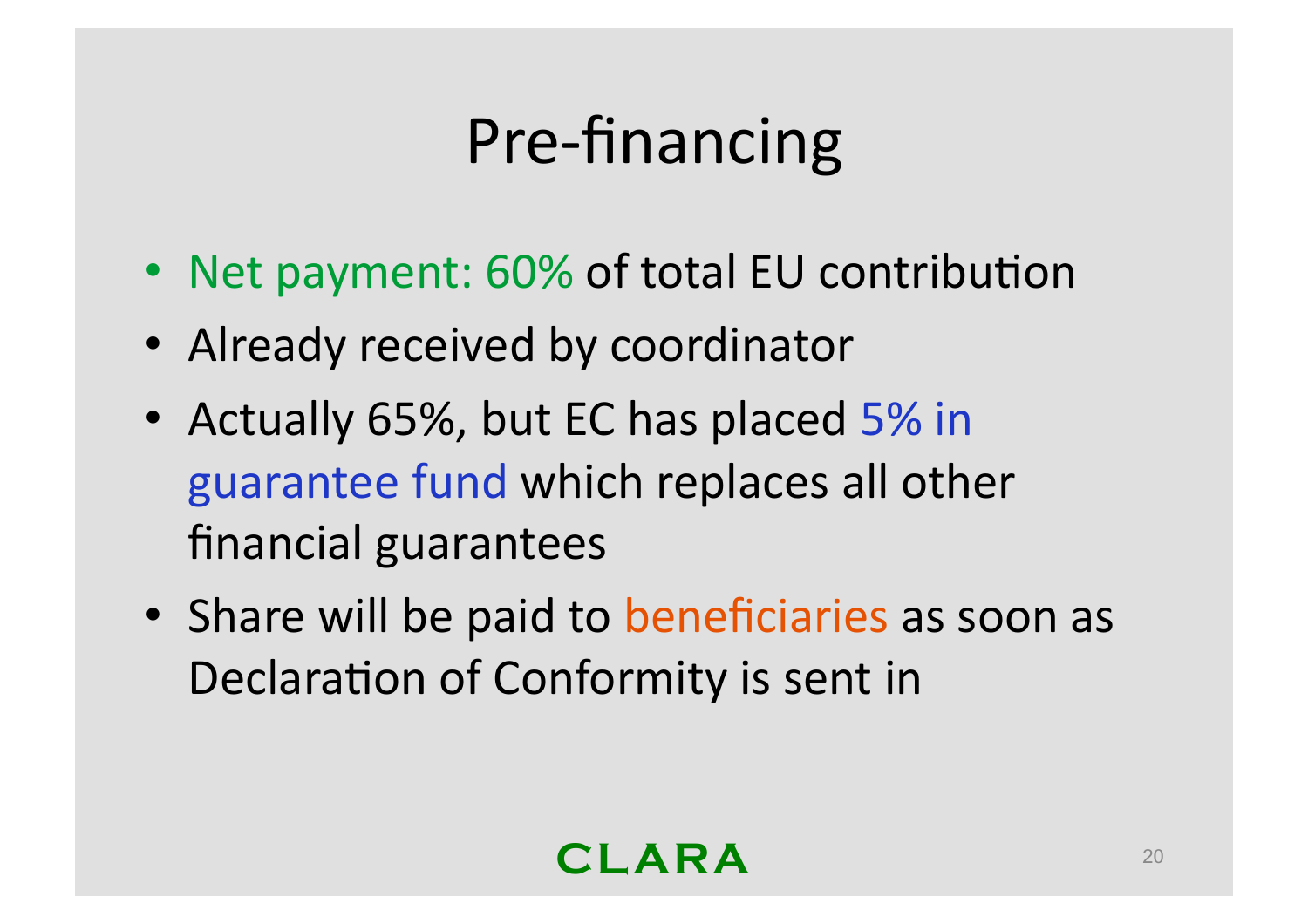# Pre-financing

- Net payment: 60% of total EU contribution
- Already received by coordinator
- Actually 65%, but EC has placed 5% in guarantee fund which replaces all other financial guarantees
- Share will be paid to beneficiaries as soon as Declaration of Conformity is sent in

CLARA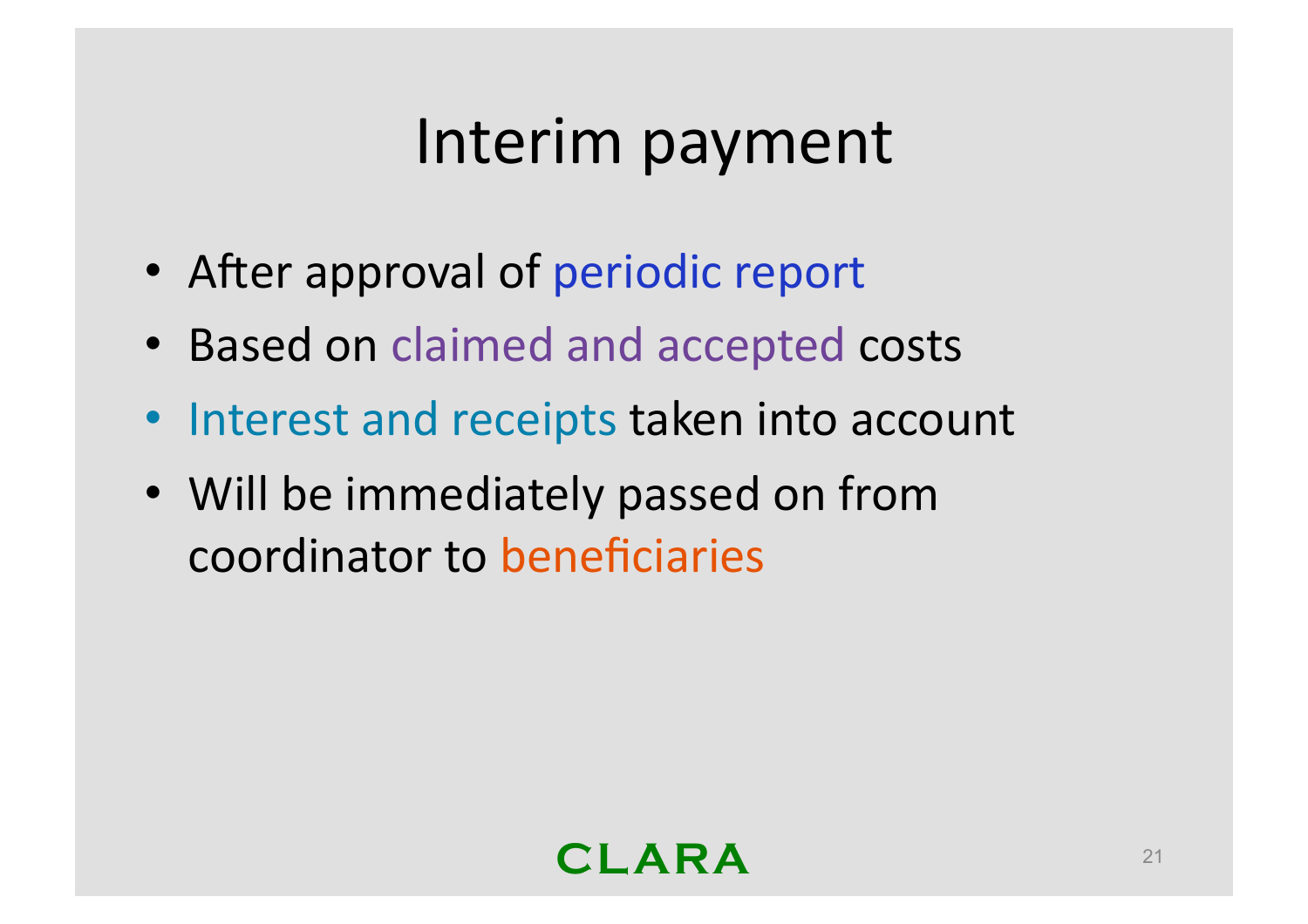# Interim payment

- After approval of periodic report
- Based on claimed and accepted costs
- Interest and receipts taken into account
- Will be immediately passed on from coordinator to beneficiaries

CLARA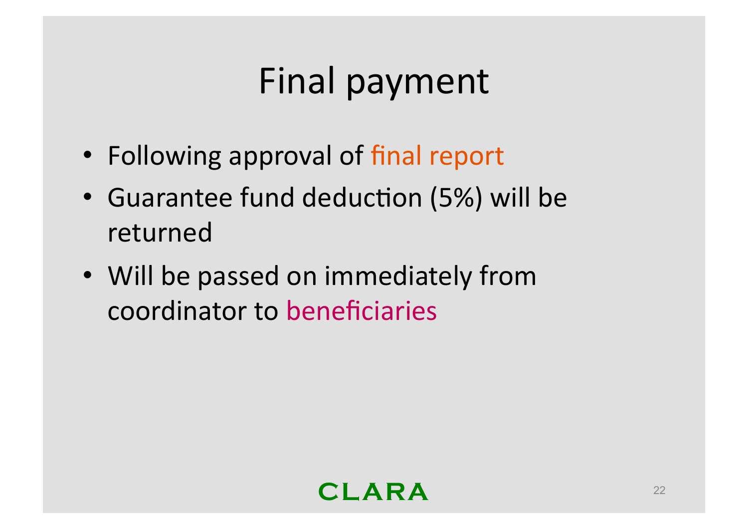# Final payment

- Following approval of final report
- Guarantee fund deduction (5%) will be returned
- Will be passed on immediately from coordinator to beneficiaries

CLARA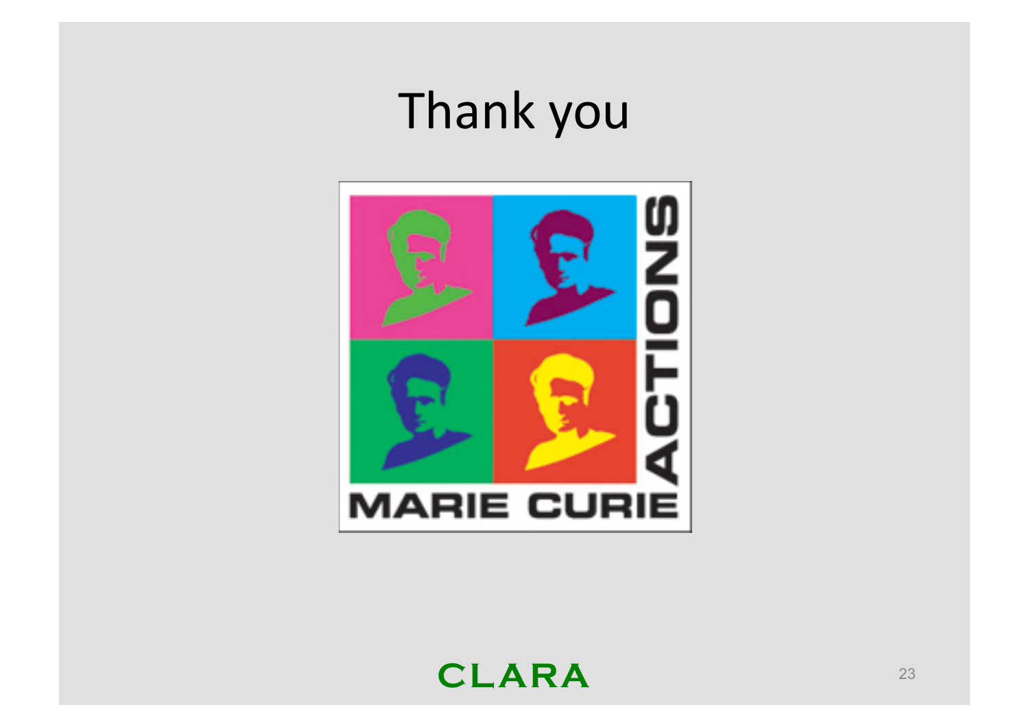# Thank you

MARIE CURIE ACTIONS

CLARA